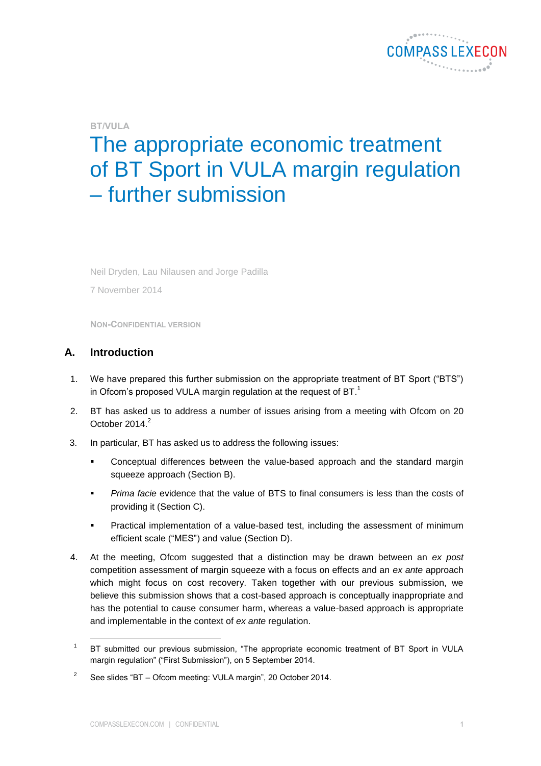BT/VULA

# The appropriate economic treatment of BT Sport in VULA margin regulation – further submission

Neil Dryden, Lau Nilausen and Jorge Padilla

7 November 2014

NON-CONFIDENTIAL VERSION

## A. Introduction

1. We have prepared this further submission on the appropriate treatment of BT Sport ("BTS") in Ofcom's proposed VULA margin regulation at the request of BT.[1]

2. BT has asked us to address a number of issues arising from a meeting with Ofcom on 20 October 2014.[2]

3. In particular, BT has asked us to address the following issues:

   - Conceptual differences between the value-based approach and the standard margin squeeze approach (Section B).
   - *Prima facie* evidence that the value of BTS to final consumers is less than the costs of providing it (Section C).
   - Practical implementation of a value-based test, including the assessment of minimum efficient scale ("MES") and value (Section D).

4. At the meeting, Ofcom suggested that a distinction may be drawn between an *ex post* competition assessment of margin squeeze with a focus on effects and an *ex ante* approach which might focus on cost recovery. Taken together with our previous submission, we believe this submission shows that a cost-based approach is conceptually inappropriate and has the potential to cause consumer harm, whereas a value-based approach is appropriate and implementable in the context of *ex ante* regulation.

---

[1] BT submitted our previous submission, "The appropriate economic treatment of BT Sport in VULA margin regulation" ("First Submission"), on 5 September 2014.

[2] See slides "BT – Ofcom meeting: VULA margin", 20 October 2014.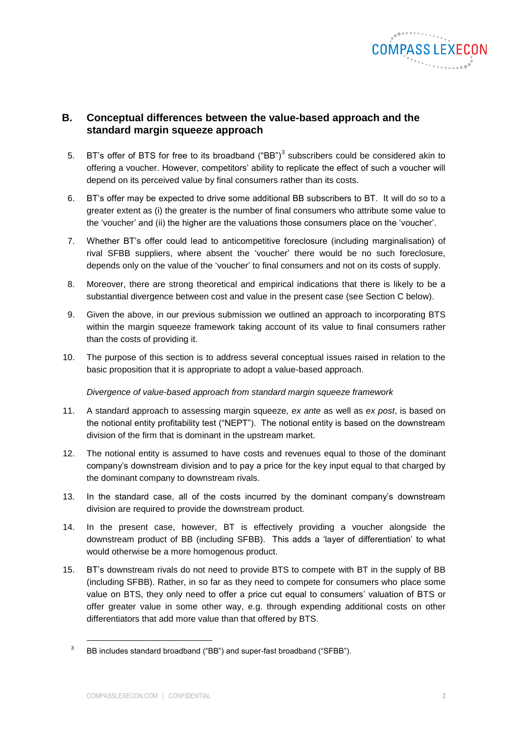## B. Conceptual differences between the value-based approach and the standard margin squeeze approach

5. BT's offer of BTS for free to its broadband ("BB")[3] subscribers could be considered akin to offering a voucher. However, competitors' ability to replicate the effect of such a voucher will depend on its perceived value by final consumers rather than its costs.

6. BT's offer may be expected to drive some additional BB subscribers to BT. It will do so to a greater extent as (i) the greater is the number of final consumers who attribute some value to the 'voucher' and (ii) the higher are the valuations those consumers place on the 'voucher'.

7. Whether BT's offer could lead to anticompetitive foreclosure (including marginalisation) of rival SFBB suppliers, where absent the 'voucher' there would be no such foreclosure, depends only on the value of the 'voucher' to final consumers and not on its costs of supply.

8. Moreover, there are strong theoretical and empirical indications that there is likely to be a substantial divergence between cost and value in the present case (see Section C below).

9. Given the above, in our previous submission we outlined an approach to incorporating BTS within the margin squeeze framework taking account of its value to final consumers rather than the costs of providing it.

10. The purpose of this section is to address several conceptual issues raised in relation to the basic proposition that it is appropriate to adopt a value-based approach.

*Divergence of value-based approach from standard margin squeeze framework*

11. A standard approach to assessing margin squeeze, *ex ante* as well as *ex post*, is based on the notional entity profitability test ("NEPT"). The notional entity is based on the downstream division of the firm that is dominant in the upstream market.

12. The notional entity is assumed to have costs and revenues equal to those of the dominant company's downstream division and to pay a price for the key input equal to that charged by the dominant company to downstream rivals.

13. In the standard case, all of the costs incurred by the dominant company's downstream division are required to provide the downstream product.

14. In the present case, however, BT is effectively providing a voucher alongside the downstream product of BB (including SFBB). This adds a 'layer of differentiation' to what would otherwise be a more homogenous product.

15. BT's downstream rivals do not need to provide BTS to compete with BT in the supply of BB (including SFBB). Rather, in so far as they need to compete for consumers who place some value on BTS, they only need to offer a price cut equal to consumers' valuation of BTS or offer greater value in some other way, e.g. through expending additional costs on other differentiators that add more value than that offered by BTS.

[3] BB includes standard broadband ("BB") and super-fast broadband ("SFBB").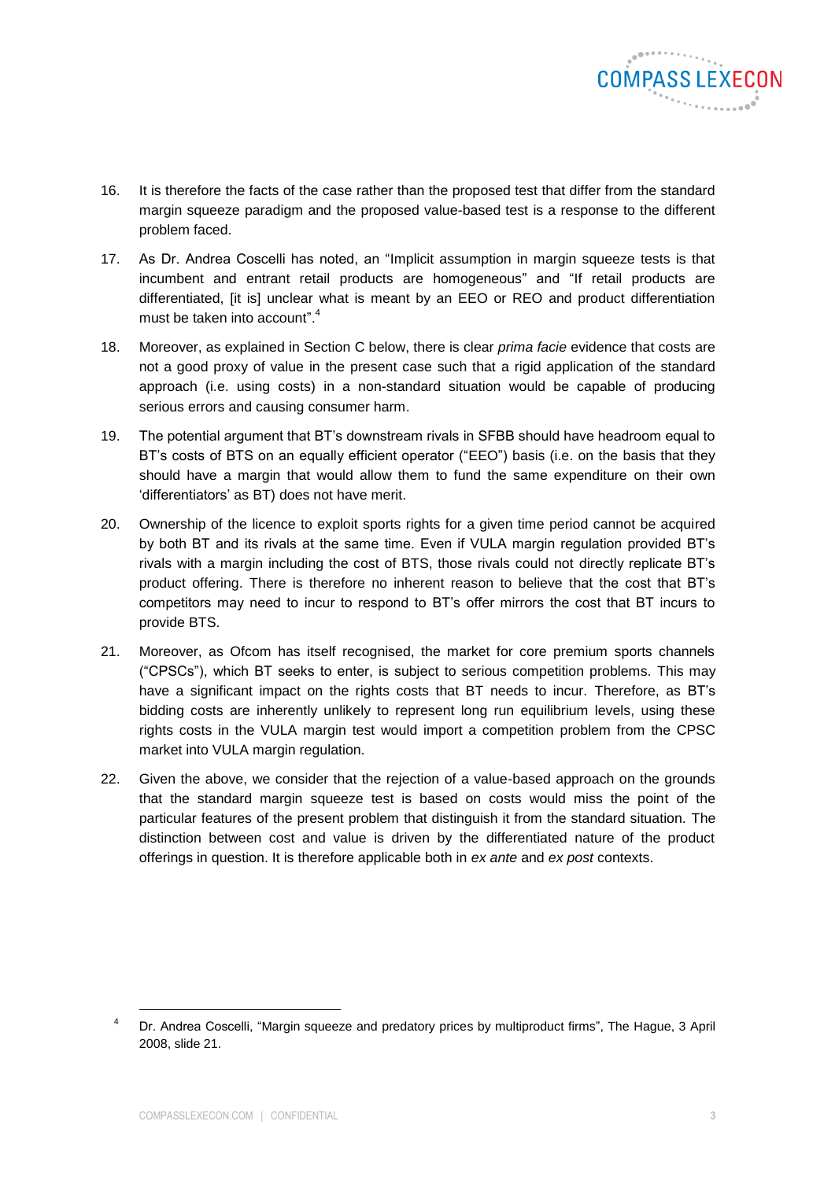16. It is therefore the facts of the case rather than the proposed test that differ from the standard margin squeeze paradigm and the proposed value-based test is a response to the different problem faced.

17. As Dr. Andrea Coscelli has noted, an "Implicit assumption in margin squeeze tests is that incumbent and entrant retail products are homogeneous" and "If retail products are differentiated, [it is] unclear what is meant by an EEO or REO and product differentiation must be taken into account".[4]

18. Moreover, as explained in Section C below, there is clear *prima facie* evidence that costs are not a good proxy of value in the present case such that a rigid application of the standard approach (i.e. using costs) in a non-standard situation would be capable of producing serious errors and causing consumer harm.

19. The potential argument that BT's downstream rivals in SFBB should have headroom equal to BT's costs of BTS on an equally efficient operator ("EEO") basis (i.e. on the basis that they should have a margin that would allow them to fund the same expenditure on their own 'differentiators' as BT) does not have merit.

20. Ownership of the licence to exploit sports rights for a given time period cannot be acquired by both BT and its rivals at the same time. Even if VULA margin regulation provided BT's rivals with a margin including the cost of BTS, those rivals could not directly replicate BT's product offering. There is therefore no inherent reason to believe that the cost that BT's competitors may need to incur to respond to BT's offer mirrors the cost that BT incurs to provide BTS.

21. Moreover, as Ofcom has itself recognised, the market for core premium sports channels ("CPSCs"), which BT seeks to enter, is subject to serious competition problems. This may have a significant impact on the rights costs that BT needs to incur. Therefore, as BT's bidding costs are inherently unlikely to represent long run equilibrium levels, using these rights costs in the VULA margin test would import a competition problem from the CPSC market into VULA margin regulation.

22. Given the above, we consider that the rejection of a value-based approach on the grounds that the standard margin squeeze test is based on costs would miss the point of the particular features of the present problem that distinguish it from the standard situation. The distinction between cost and value is driven by the differentiated nature of the product offerings in question. It is therefore applicable both in *ex ante* and *ex post* contexts.

---

[4] Dr. Andrea Coscelli, "Margin squeeze and predatory prices by multiproduct firms", The Hague, 3 April 2008, slide 21.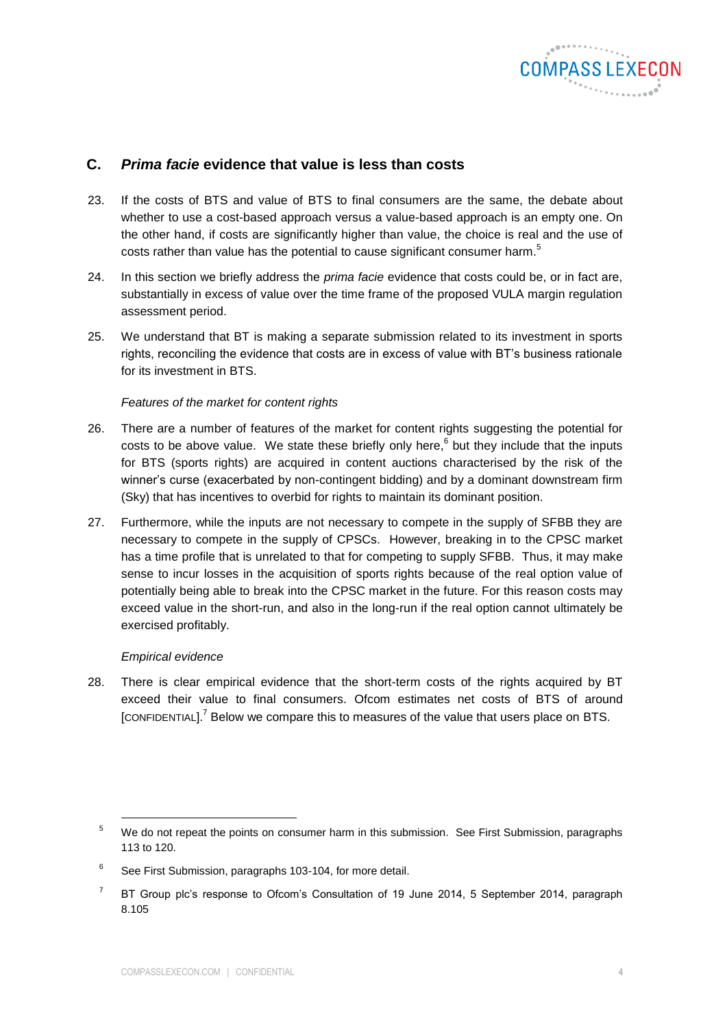## C. *Prima facie* evidence that value is less than costs

23. If the costs of BTS and value of BTS to final consumers are the same, the debate about whether to use a cost-based approach versus a value-based approach is an empty one. On the other hand, if costs are significantly higher than value, the choice is real and the use of costs rather than value has the potential to cause significant consumer harm.[5]

24. In this section we briefly address the *prima facie* evidence that costs could be, or in fact are, substantially in excess of value over the time frame of the proposed VULA margin regulation assessment period.

25. We understand that BT is making a separate submission related to its investment in sports rights, reconciling the evidence that costs are in excess of value with BT's business rationale for its investment in BTS.

*Features of the market for content rights*

26. There are a number of features of the market for content rights suggesting the potential for costs to be above value. We state these briefly only here,[6] but they include that the inputs for BTS (sports rights) are acquired in content auctions characterised by the risk of the winner's curse (exacerbated by non-contingent bidding) and by a dominant downstream firm (Sky) that has incentives to overbid for rights to maintain its dominant position.

27. Furthermore, while the inputs are not necessary to compete in the supply of SFBB they are necessary to compete in the supply of CPSCs. However, breaking in to the CPSC market has a time profile that is unrelated to that for competing to supply SFBB. Thus, it may make sense to incur losses in the acquisition of sports rights because of the real option value of potentially being able to break into the CPSC market in the future. For this reason costs may exceed value in the short-run, and also in the long-run if the real option cannot ultimately be exercised profitably.

*Empirical evidence*

28. There is clear empirical evidence that the short-term costs of the rights acquired by BT exceed their value to final consumers. Ofcom estimates net costs of BTS of around [CONFIDENTIAL].[7] Below we compare this to measures of the value that users place on BTS.

---

[5] We do not repeat the points on consumer harm in this submission. See First Submission, paragraphs 113 to 120.

[6] See First Submission, paragraphs 103-104, for more detail.

[7] BT Group plc's response to Ofcom's Consultation of 19 June 2014, 5 September 2014, paragraph 8.105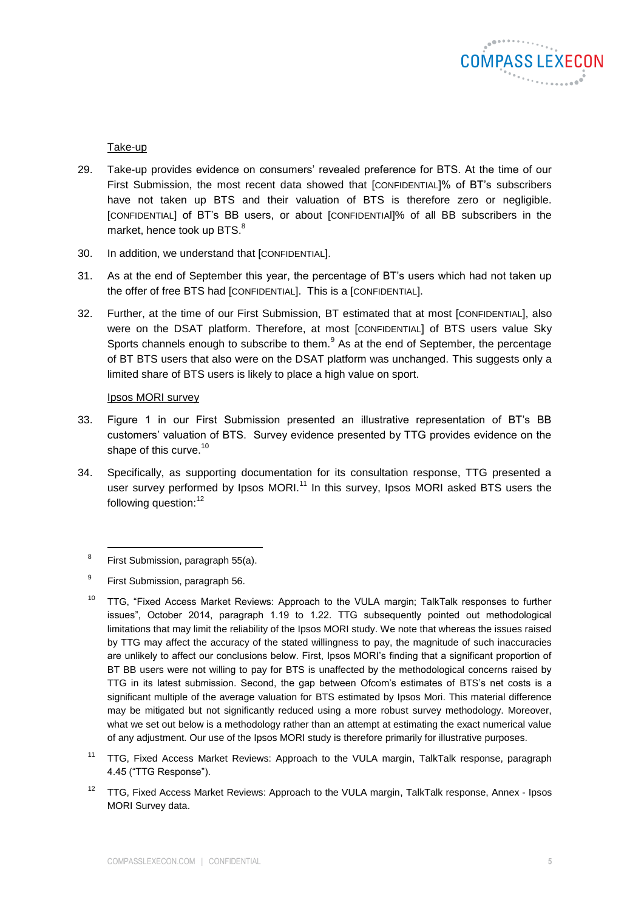Take-up

29. Take-up provides evidence on consumers' revealed preference for BTS. At the time of our First Submission, the most recent data showed that [CONFIDENTIAL]% of BT's subscribers have not taken up BTS and their valuation of BTS is therefore zero or negligible. [CONFIDENTIAL] of BT's BB users, or about [CONFIDENTIAl]% of all BB subscribers in the market, hence took up BTS.[8]

30. In addition, we understand that [CONFIDENTIAL].

31. As at the end of September this year, the percentage of BT's users which had not taken up the offer of free BTS had [CONFIDENTIAL]. This is a [CONFIDENTIAL].

32. Further, at the time of our First Submission, BT estimated that at most [CONFIDENTIAL], also were on the DSAT platform. Therefore, at most [CONFIDENTIAL] of BTS users value Sky Sports channels enough to subscribe to them.[9] As at the end of September, the percentage of BT BTS users that also were on the DSAT platform was unchanged. This suggests only a limited share of BTS users is likely to place a high value on sport.

Ipsos MORI survey

33. Figure 1 in our First Submission presented an illustrative representation of BT's BB customers' valuation of BTS. Survey evidence presented by TTG provides evidence on the shape of this curve.[10]

34. Specifically, as supporting documentation for its consultation response, TTG presented a user survey performed by Ipsos MORI.[11] In this survey, Ipsos MORI asked BTS users the following question:[12]

---

[8] First Submission, paragraph 55(a).

[9] First Submission, paragraph 56.

[10] TTG, "Fixed Access Market Reviews: Approach to the VULA margin; TalkTalk responses to further issues", October 2014, paragraph 1.19 to 1.22. TTG subsequently pointed out methodological limitations that may limit the reliability of the Ipsos MORI study. We note that whereas the issues raised by TTG may affect the accuracy of the stated willingness to pay, the magnitude of such inaccuracies are unlikely to affect our conclusions below. First, Ipsos MORI's finding that a significant proportion of BT BB users were not willing to pay for BTS is unaffected by the methodological concerns raised by TTG in its latest submission. Second, the gap between Ofcom's estimates of BTS's net costs is a significant multiple of the average valuation for BTS estimated by Ipsos Mori. This material difference may be mitigated but not significantly reduced using a more robust survey methodology. Moreover, what we set out below is a methodology rather than an attempt at estimating the exact numerical value of any adjustment. Our use of the Ipsos MORI study is therefore primarily for illustrative purposes.

[11] TTG, Fixed Access Market Reviews: Approach to the VULA margin, TalkTalk response, paragraph 4.45 ("TTG Response").

[12] TTG, Fixed Access Market Reviews: Approach to the VULA margin, TalkTalk response, Annex - Ipsos MORI Survey data.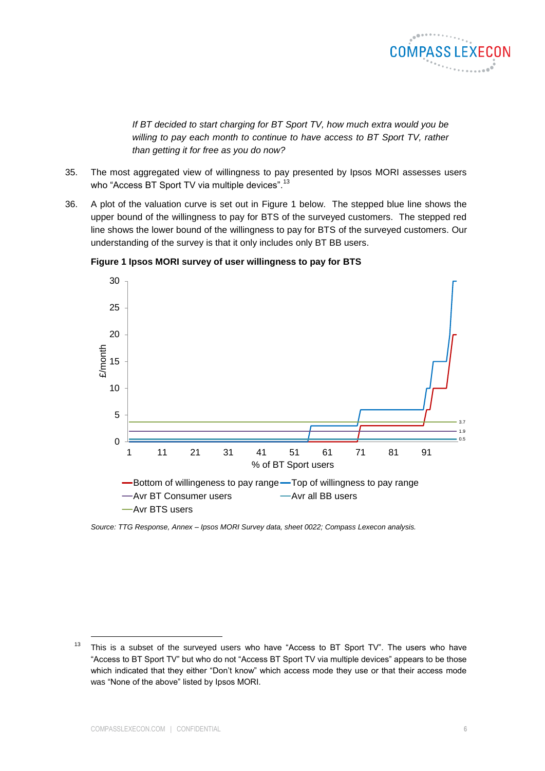*If BT decided to start charging for BT Sport TV, how much extra would you be willing to pay each month to continue to have access to BT Sport TV, rather than getting it for free as you do now?*

35. The most aggregated view of willingness to pay presented by Ipsos MORI assesses users who "Access BT Sport TV via multiple devices".[13]

36. A plot of the valuation curve is set out in Figure 1 below. The stepped blue line shows the upper bound of the willingness to pay for BTS of the surveyed customers. The stepped red line shows the lower bound of the willingness to pay for BTS of the surveyed customers. Our understanding of the survey is that it only includes only BT BB users.

**Figure 1 Ipsos MORI survey of user willingness to pay for BTS**

*Source: TTG Response, Annex – Ipsos MORI Survey data, sheet 0022; Compass Lexecon analysis.*

[13] This is a subset of the surveyed users who have "Access to BT Sport TV". The users who have "Access to BT Sport TV" but who do not "Access BT Sport TV via multiple devices" appears to be those which indicated that they either "Don't know" which access mode they use or that their access mode was "None of the above" listed by Ipsos MORI.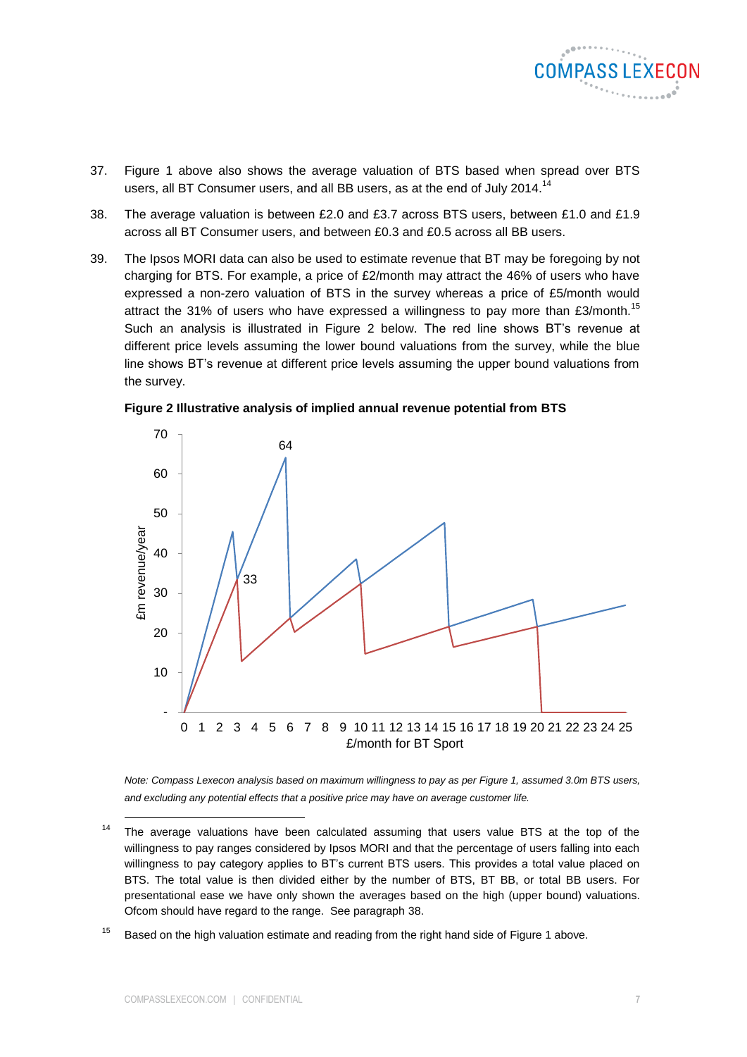37. Figure 1 above also shows the average valuation of BTS based when spread over BTS users, all BT Consumer users, and all BB users, as at the end of July 2014.[14]

38. The average valuation is between £2.0 and £3.7 across BTS users, between £1.0 and £1.9 across all BT Consumer users, and between £0.3 and £0.5 across all BB users.

39. The Ipsos MORI data can also be used to estimate revenue that BT may be foregoing by not charging for BTS. For example, a price of £2/month may attract the 46% of users who have expressed a non-zero valuation of BTS in the survey whereas a price of £5/month would attract the 31% of users who have expressed a willingness to pay more than £3/month.[15] Such an analysis is illustrated in Figure 2 below. The red line shows BT's revenue at different price levels assuming the lower bound valuations from the survey, while the blue line shows BT's revenue at different price levels assuming the upper bound valuations from the survey.

**Figure 2 Illustrative analysis of implied annual revenue potential from BTS**

*Note: Compass Lexecon analysis based on maximum willingness to pay as per Figure 1, assumed 3.0m BTS users, and excluding any potential effects that a positive price may have on average customer life.*

---

[14] The average valuations have been calculated assuming that users value BTS at the top of the willingness to pay ranges considered by Ipsos MORI and that the percentage of users falling into each willingness to pay category applies to BT's current BTS users. This provides a total value placed on BTS. The total value is then divided either by the number of BTS, BT BB, or total BB users. For presentational ease we have only shown the averages based on the high (upper bound) valuations. Ofcom should have regard to the range. See paragraph 38.

[15] Based on the high valuation estimate and reading from the right hand side of Figure 1 above.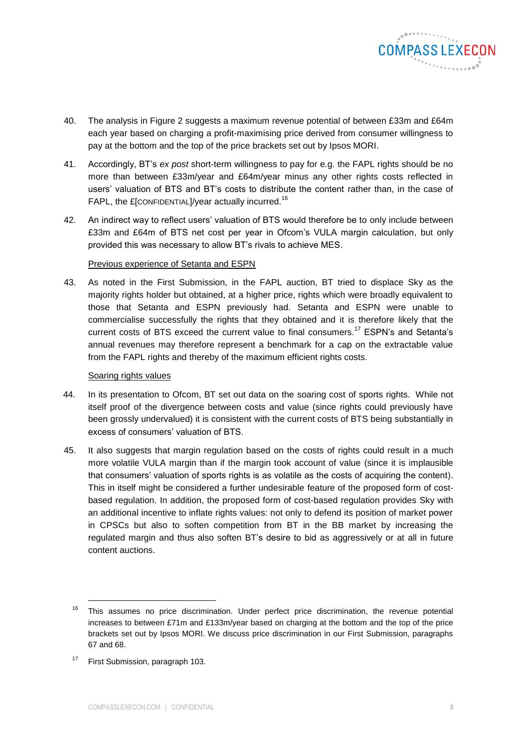40. The analysis in Figure 2 suggests a maximum revenue potential of between £33m and £64m each year based on charging a profit-maximising price derived from consumer willingness to pay at the bottom and the top of the price brackets set out by Ipsos MORI.

41. Accordingly, BT's *ex post* short-term willingness to pay for e.g. the FAPL rights should be no more than between £33m/year and £64m/year minus any other rights costs reflected in users' valuation of BTS and BT's costs to distribute the content rather than, in the case of FAPL, the £[CONFIDENTIAL]/year actually incurred.[16]

42. An indirect way to reflect users' valuation of BTS would therefore be to only include between £33m and £64m of BTS net cost per year in Ofcom's VULA margin calculation, but only provided this was necessary to allow BT's rivals to achieve MES.

Previous experience of Setanta and ESPN

43. As noted in the First Submission, in the FAPL auction, BT tried to displace Sky as the majority rights holder but obtained, at a higher price, rights which were broadly equivalent to those that Setanta and ESPN previously had. Setanta and ESPN were unable to commercialise successfully the rights that they obtained and it is therefore likely that the current costs of BTS exceed the current value to final consumers.[17] ESPN's and Setanta's annual revenues may therefore represent a benchmark for a cap on the extractable value from the FAPL rights and thereby of the maximum efficient rights costs.

Soaring rights values

44. In its presentation to Ofcom, BT set out data on the soaring cost of sports rights. While not itself proof of the divergence between costs and value (since rights could previously have been grossly undervalued) it is consistent with the current costs of BTS being substantially in excess of consumers' valuation of BTS.

45. It also suggests that margin regulation based on the costs of rights could result in a much more volatile VULA margin than if the margin took account of value (since it is implausible that consumers' valuation of sports rights is as volatile as the costs of acquiring the content). This in itself might be considered a further undesirable feature of the proposed form of cost-based regulation. In addition, the proposed form of cost-based regulation provides Sky with an additional incentive to inflate rights values: not only to defend its position of market power in CPSCs but also to soften competition from BT in the BB market by increasing the regulated margin and thus also soften BT's desire to bid as aggressively or at all in future content auctions.

[16] This assumes no price discrimination. Under perfect price discrimination, the revenue potential increases to between £71m and £133m/year based on charging at the bottom and the top of the price brackets set out by Ipsos MORI. We discuss price discrimination in our First Submission, paragraphs 67 and 68.

[17] First Submission, paragraph 103.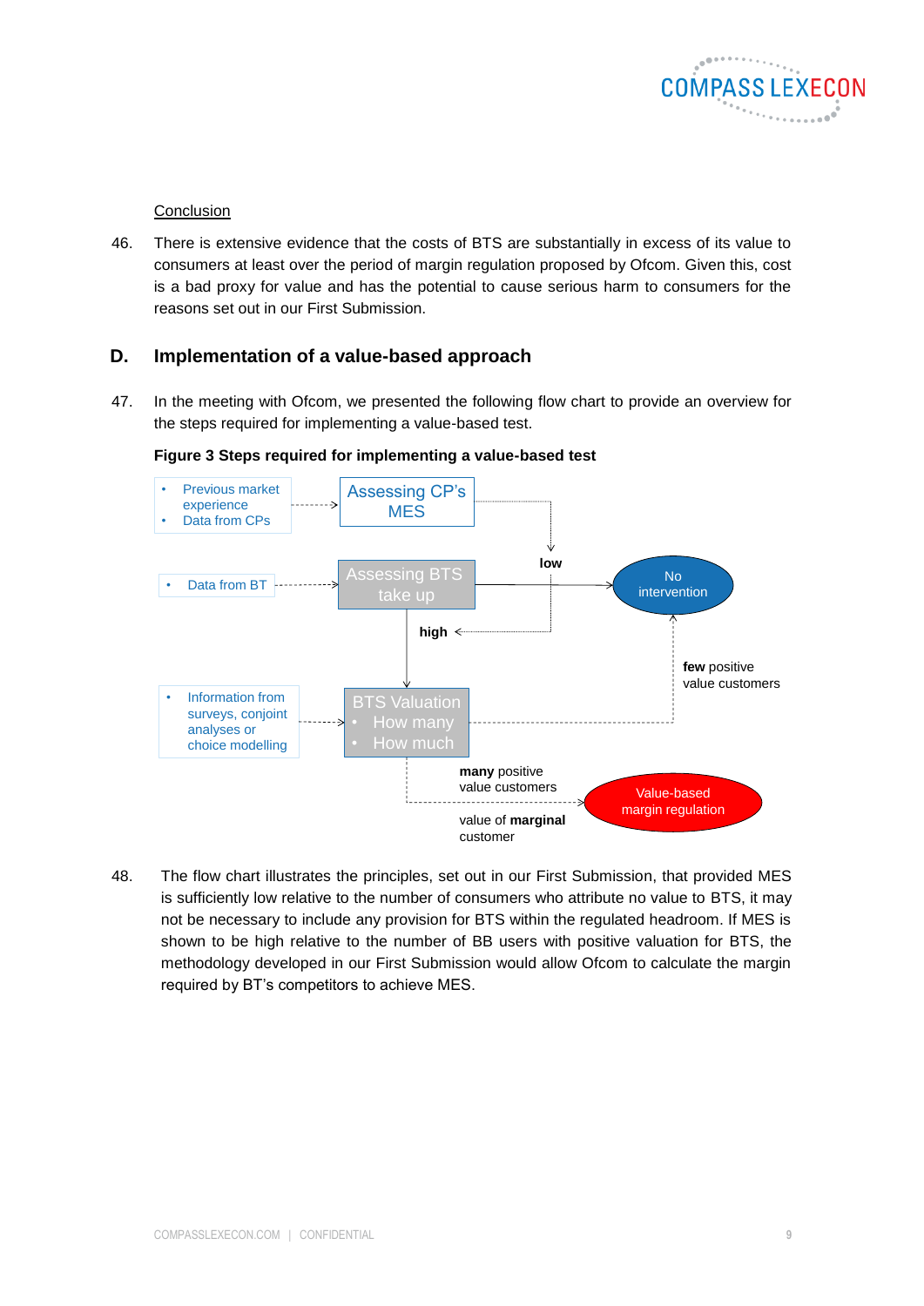Conclusion

46. There is extensive evidence that the costs of BTS are substantially in excess of its value to consumers at least over the period of margin regulation proposed by Ofcom. Given this, cost is a bad proxy for value and has the potential to cause serious harm to consumers for the reasons set out in our First Submission.

## D. Implementation of a value-based approach

47. In the meeting with Ofcom, we presented the following flow chart to provide an overview for the steps required for implementing a value-based test.

**Figure 3 Steps required for implementing a value-based test**

- Previous market experience
- Data from CPs

Assessing CP's MES

low

- Data from BT

Assessing BTS take up

No intervention

high

few positive value customers

- Information from surveys, conjoint analyses or choice modelling

BTS Valuation
- How many
- How much

**many** positive value customers

Value-based margin regulation

value of **marginal** customer

48. The flow chart illustrates the principles, set out in our First Submission, that provided MES is sufficiently low relative to the number of consumers who attribute no value to BTS, it may not be necessary to include any provision for BTS within the regulated headroom. If MES is shown to be high relative to the number of BB users with positive valuation for BTS, the methodology developed in our First Submission would allow Ofcom to calculate the margin required by BT's competitors to achieve MES.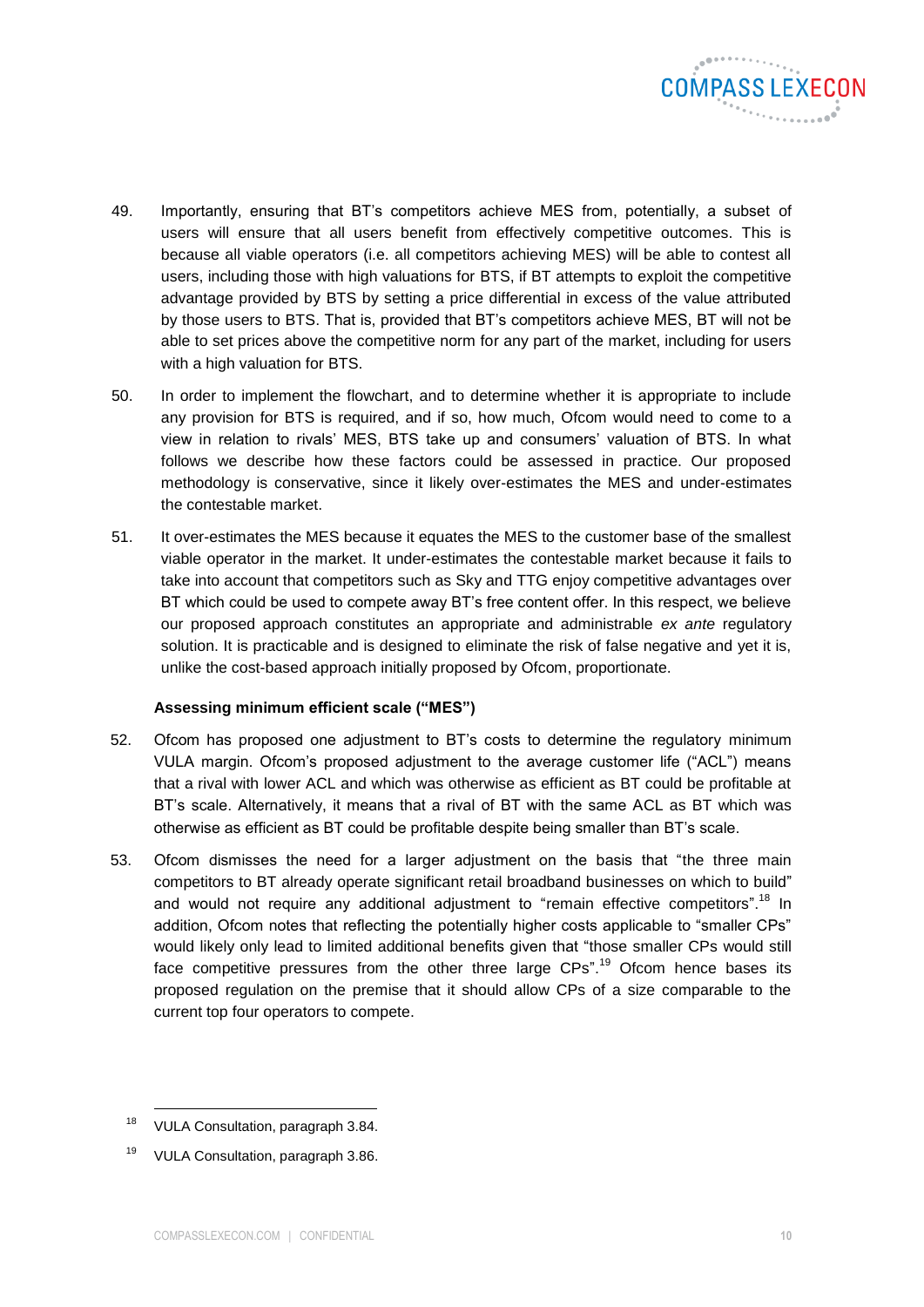49. Importantly, ensuring that BT's competitors achieve MES from, potentially, a subset of users will ensure that all users benefit from effectively competitive outcomes. This is because all viable operators (i.e. all competitors achieving MES) will be able to contest all users, including those with high valuations for BTS, if BT attempts to exploit the competitive advantage provided by BTS by setting a price differential in excess of the value attributed by those users to BTS. That is, provided that BT's competitors achieve MES, BT will not be able to set prices above the competitive norm for any part of the market, including for users with a high valuation for BTS.

50. In order to implement the flowchart, and to determine whether it is appropriate to include any provision for BTS is required, and if so, how much, Ofcom would need to come to a view in relation to rivals' MES, BTS take up and consumers' valuation of BTS. In what follows we describe how these factors could be assessed in practice. Our proposed methodology is conservative, since it likely over-estimates the MES and under-estimates the contestable market.

51. It over-estimates the MES because it equates the MES to the customer base of the smallest viable operator in the market. It under-estimates the contestable market because it fails to take into account that competitors such as Sky and TTG enjoy competitive advantages over BT which could be used to compete away BT's free content offer. In this respect, we believe our proposed approach constitutes an appropriate and administrable *ex ante* regulatory solution. It is practicable and is designed to eliminate the risk of false negative and yet it is, unlike the cost-based approach initially proposed by Ofcom, proportionate.

### Assessing minimum efficient scale ("MES")

52. Ofcom has proposed one adjustment to BT's costs to determine the regulatory minimum VULA margin. Ofcom's proposed adjustment to the average customer life ("ACL") means that a rival with lower ACL and which was otherwise as efficient as BT could be profitable at BT's scale. Alternatively, it means that a rival of BT with the same ACL as BT which was otherwise as efficient as BT could be profitable despite being smaller than BT's scale.

53. Ofcom dismisses the need for a larger adjustment on the basis that "the three main competitors to BT already operate significant retail broadband businesses on which to build" and would not require any additional adjustment to "remain effective competitors".[18] In addition, Ofcom notes that reflecting the potentially higher costs applicable to "smaller CPs" would likely only lead to limited additional benefits given that "those smaller CPs would still face competitive pressures from the other three large CPs".[19] Ofcom hence bases its proposed regulation on the premise that it should allow CPs of a size comparable to the current top four operators to compete.

---

[18] VULA Consultation, paragraph 3.84.

[19] VULA Consultation, paragraph 3.86.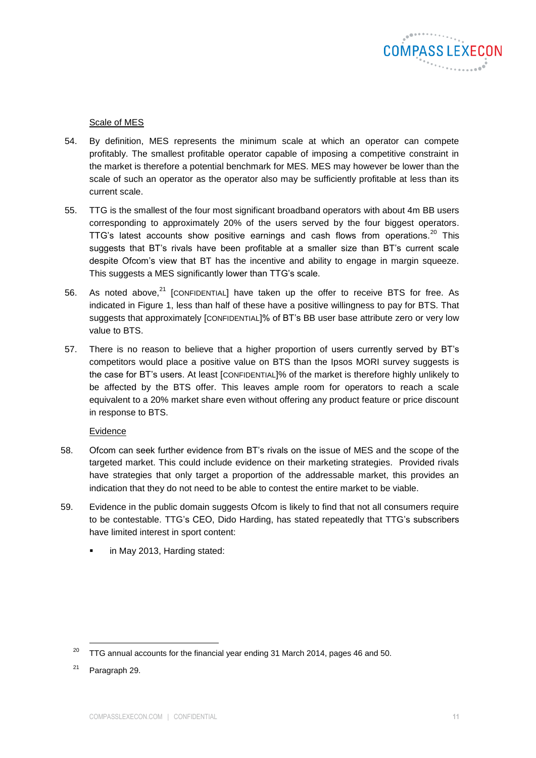Scale of MES

54. By definition, MES represents the minimum scale at which an operator can compete profitably. The smallest profitable operator capable of imposing a competitive constraint in the market is therefore a potential benchmark for MES. MES may however be lower than the scale of such an operator as the operator also may be sufficiently profitable at less than its current scale.

55. TTG is the smallest of the four most significant broadband operators with about 4m BB users corresponding to approximately 20% of the users served by the four biggest operators. TTG's latest accounts show positive earnings and cash flows from operations.[20] This suggests that BT's rivals have been profitable at a smaller size than BT's current scale despite Ofcom's view that BT has the incentive and ability to engage in margin squeeze. This suggests a MES significantly lower than TTG's scale.

56. As noted above,[21] [CONFIDENTIAL] have taken up the offer to receive BTS for free. As indicated in Figure 1, less than half of these have a positive willingness to pay for BTS. That suggests that approximately [CONFIDENTIAL]% of BT's BB user base attribute zero or very low value to BTS.

57. There is no reason to believe that a higher proportion of users currently served by BT's competitors would place a positive value on BTS than the Ipsos MORI survey suggests is the case for BT's users. At least [CONFIDENTIAL]% of the market is therefore highly unlikely to be affected by the BTS offer. This leaves ample room for operators to reach a scale equivalent to a 20% market share even without offering any product feature or price discount in response to BTS.

Evidence

58. Ofcom can seek further evidence from BT's rivals on the issue of MES and the scope of the targeted market. This could include evidence on their marketing strategies. Provided rivals have strategies that only target a proportion of the addressable market, this provides an indication that they do not need to be able to contest the entire market to be viable.

59. Evidence in the public domain suggests Ofcom is likely to find that not all consumers require to be contestable. TTG's CEO, Dido Harding, has stated repeatedly that TTG's subscribers have limited interest in sport content:

- in May 2013, Harding stated:

---

[20] TTG annual accounts for the financial year ending 31 March 2014, pages 46 and 50.

[21] Paragraph 29.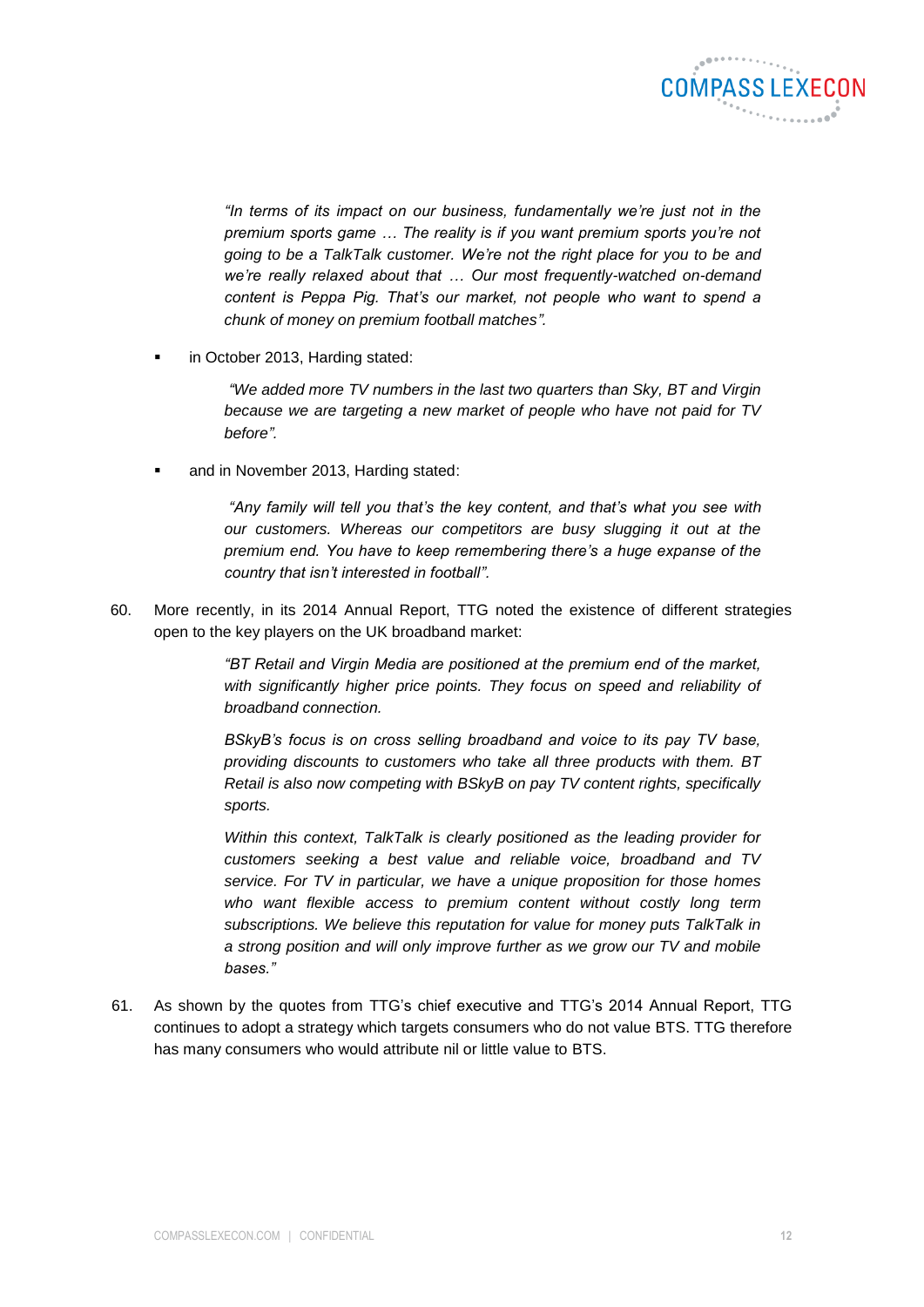> *"In terms of its impact on our business, fundamentally we're just not in the premium sports game … The reality is if you want premium sports you're not going to be a TalkTalk customer. We're not the right place for you to be and we're really relaxed about that … Our most frequently-watched on-demand content is Peppa Pig. That's our market, not people who want to spend a chunk of money on premium football matches".*

- in October 2013, Harding stated:

> *"We added more TV numbers in the last two quarters than Sky, BT and Virgin because we are targeting a new market of people who have not paid for TV before".*

- and in November 2013, Harding stated:

> *"Any family will tell you that's the key content, and that's what you see with our customers. Whereas our competitors are busy slugging it out at the premium end. You have to keep remembering there's a huge expanse of the country that isn't interested in football".*

60. More recently, in its 2014 Annual Report, TTG noted the existence of different strategies open to the key players on the UK broadband market:

> *"BT Retail and Virgin Media are positioned at the premium end of the market, with significantly higher price points. They focus on speed and reliability of broadband connection.*
>
> *BSkyB's focus is on cross selling broadband and voice to its pay TV base, providing discounts to customers who take all three products with them. BT Retail is also now competing with BSkyB on pay TV content rights, specifically sports.*
>
> *Within this context, TalkTalk is clearly positioned as the leading provider for customers seeking a best value and reliable voice, broadband and TV service. For TV in particular, we have a unique proposition for those homes who want flexible access to premium content without costly long term subscriptions. We believe this reputation for value for money puts TalkTalk in a strong position and will only improve further as we grow our TV and mobile bases."*

61. As shown by the quotes from TTG's chief executive and TTG's 2014 Annual Report, TTG continues to adopt a strategy which targets consumers who do not value BTS. TTG therefore has many consumers who would attribute nil or little value to BTS.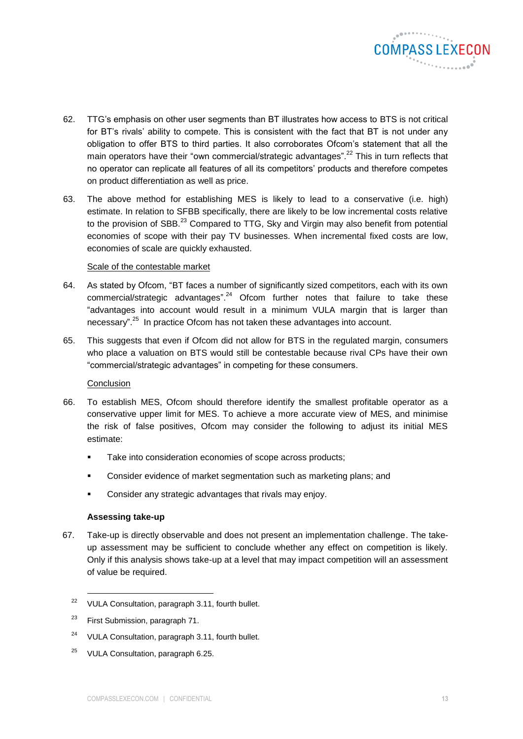62. TTG's emphasis on other user segments than BT illustrates how access to BTS is not critical for BT's rivals' ability to compete. This is consistent with the fact that BT is not under any obligation to offer BTS to third parties. It also corroborates Ofcom's statement that all the main operators have their "own commercial/strategic advantages".[22] This in turn reflects that no operator can replicate all features of all its competitors' products and therefore competes on product differentiation as well as price.

63. The above method for establishing MES is likely to lead to a conservative (i.e. high) estimate. In relation to SFBB specifically, there are likely to be low incremental costs relative to the provision of SBB.[23] Compared to TTG, Sky and Virgin may also benefit from potential economies of scope with their pay TV businesses. When incremental fixed costs are low, economies of scale are quickly exhausted.

<u>Scale of the contestable market</u>

64. As stated by Ofcom, "BT faces a number of significantly sized competitors, each with its own commercial/strategic advantages".[24] Ofcom further notes that failure to take these "advantages into account would result in a minimum VULA margin that is larger than necessary".[25] In practice Ofcom has not taken these advantages into account.

65. This suggests that even if Ofcom did not allow for BTS in the regulated margin, consumers who place a valuation on BTS would still be contestable because rival CPs have their own "commercial/strategic advantages" in competing for these consumers.

<u>Conclusion</u>

66. To establish MES, Ofcom should therefore identify the smallest profitable operator as a conservative upper limit for MES. To achieve a more accurate view of MES, and minimise the risk of false positives, Ofcom may consider the following to adjust its initial MES estimate:

- Take into consideration economies of scope across products;
- Consider evidence of market segmentation such as marketing plans; and
- Consider any strategic advantages that rivals may enjoy.

**Assessing take-up**

67. Take-up is directly observable and does not present an implementation challenge. The take-up assessment may be sufficient to conclude whether any effect on competition is likely. Only if this analysis shows take-up at a level that may impact competition will an assessment of value be required.

---

[22] VULA Consultation, paragraph 3.11, fourth bullet.

[23] First Submission, paragraph 71.

[24] VULA Consultation, paragraph 3.11, fourth bullet.

[25] VULA Consultation, paragraph 6.25.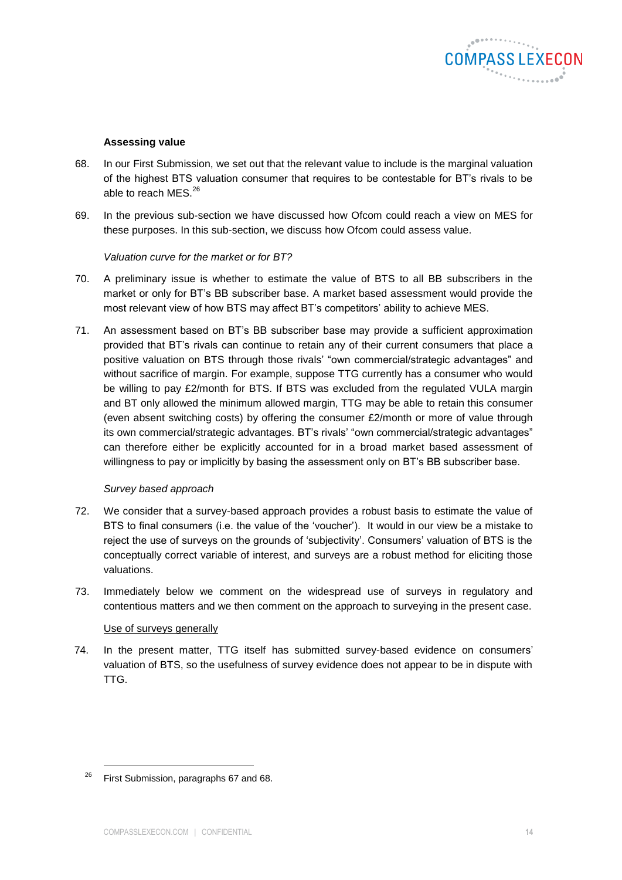### Assessing value

68. In our First Submission, we set out that the relevant value to include is the marginal valuation of the highest BTS valuation consumer that requires to be contestable for BT's rivals to be able to reach MES.[26]

69. In the previous sub-section we have discussed how Ofcom could reach a view on MES for these purposes. In this sub-section, we discuss how Ofcom could assess value.

*Valuation curve for the market or for BT?*

70. A preliminary issue is whether to estimate the value of BTS to all BB subscribers in the market or only for BT's BB subscriber base. A market based assessment would provide the most relevant view of how BTS may affect BT's competitors' ability to achieve MES.

71. An assessment based on BT's BB subscriber base may provide a sufficient approximation provided that BT's rivals can continue to retain any of their current consumers that place a positive valuation on BTS through those rivals' "own commercial/strategic advantages" and without sacrifice of margin. For example, suppose TTG currently has a consumer who would be willing to pay £2/month for BTS. If BTS was excluded from the regulated VULA margin and BT only allowed the minimum allowed margin, TTG may be able to retain this consumer (even absent switching costs) by offering the consumer £2/month or more of value through its own commercial/strategic advantages. BT's rivals' "own commercial/strategic advantages" can therefore either be explicitly accounted for in a broad market based assessment of willingness to pay or implicitly by basing the assessment only on BT's BB subscriber base.

*Survey based approach*

72. We consider that a survey-based approach provides a robust basis to estimate the value of BTS to final consumers (i.e. the value of the 'voucher'). It would in our view be a mistake to reject the use of surveys on the grounds of 'subjectivity'. Consumers' valuation of BTS is the conceptually correct variable of interest, and surveys are a robust method for eliciting those valuations.

73. Immediately below we comment on the widespread use of surveys in regulatory and contentious matters and we then comment on the approach to surveying in the present case.

<u>Use of surveys generally</u>

74. In the present matter, TTG itself has submitted survey-based evidence on consumers' valuation of BTS, so the usefulness of survey evidence does not appear to be in dispute with TTG.

[26] First Submission, paragraphs 67 and 68.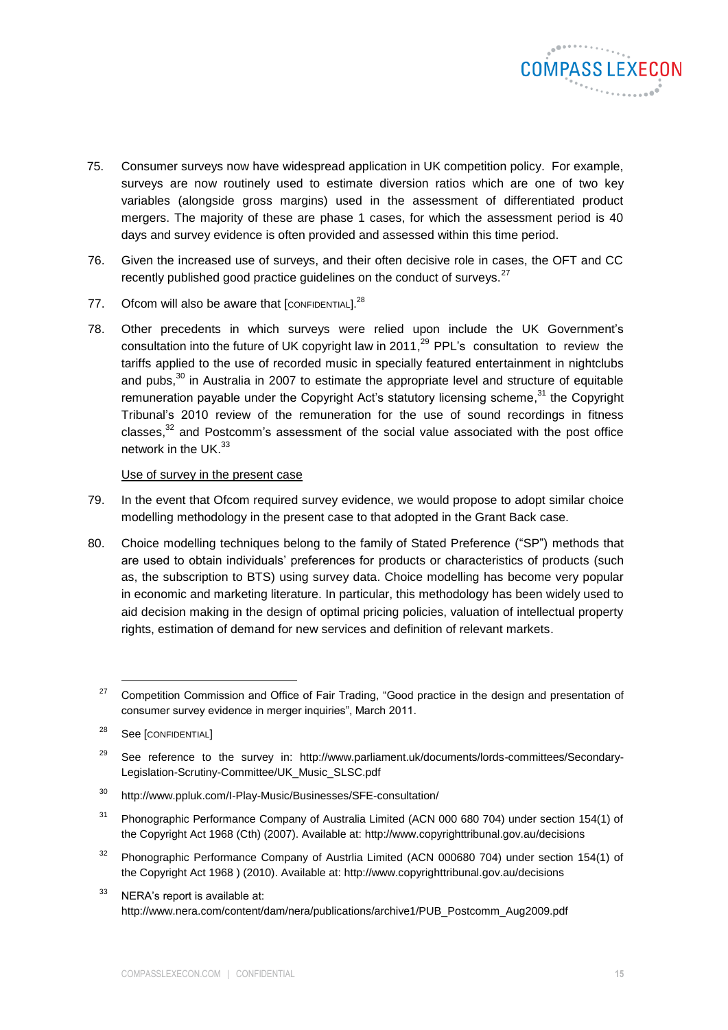75. Consumer surveys now have widespread application in UK competition policy. For example, surveys are now routinely used to estimate diversion ratios which are one of two key variables (alongside gross margins) used in the assessment of differentiated product mergers. The majority of these are phase 1 cases, for which the assessment period is 40 days and survey evidence is often provided and assessed within this time period.

76. Given the increased use of surveys, and their often decisive role in cases, the OFT and CC recently published good practice guidelines on the conduct of surveys.[27]

77. Ofcom will also be aware that [CONFIDENTIAL].[28]

78. Other precedents in which surveys were relied upon include the UK Government's consultation into the future of UK copyright law in 2011,[29] PPL's consultation to review the tariffs applied to the use of recorded music in specially featured entertainment in nightclubs and pubs,[30] in Australia in 2007 to estimate the appropriate level and structure of equitable remuneration payable under the Copyright Act's statutory licensing scheme,[31] the Copyright Tribunal's 2010 review of the remuneration for the use of sound recordings in fitness classes,[32] and Postcomm's assessment of the social value associated with the post office network in the UK.[33]

<u>Use of survey in the present case</u>

79. In the event that Ofcom required survey evidence, we would propose to adopt similar choice modelling methodology in the present case to that adopted in the Grant Back case.

80. Choice modelling techniques belong to the family of Stated Preference ("SP") methods that are used to obtain individuals' preferences for products or characteristics of products (such as, the subscription to BTS) using survey data. Choice modelling has become very popular in economic and marketing literature. In particular, this methodology has been widely used to aid decision making in the design of optimal pricing policies, valuation of intellectual property rights, estimation of demand for new services and definition of relevant markets.

---

[27] Competition Commission and Office of Fair Trading, "Good practice in the design and presentation of consumer survey evidence in merger inquiries", March 2011.

[28] See [CONFIDENTIAL]

[29] See reference to the survey in: http://www.parliament.uk/documents/lords-committees/Secondary-Legislation-Scrutiny-Committee/UK_Music_SLSC.pdf

[30] http://www.ppluk.com/I-Play-Music/Businesses/SFE-consultation/

[31] Phonographic Performance Company of Australia Limited (ACN 000 680 704) under section 154(1) of the Copyright Act 1968 (Cth) (2007). Available at: http://www.copyrighttribunal.gov.au/decisions

[32] Phonographic Performance Company of Austrlia Limited (ACN 000680 704) under section 154(1) of the Copyright Act 1968 ) (2010). Available at: http://www.copyrighttribunal.gov.au/decisions

[33] NERA's report is available at: http://www.nera.com/content/dam/nera/publications/archive1/PUB_Postcomm_Aug2009.pdf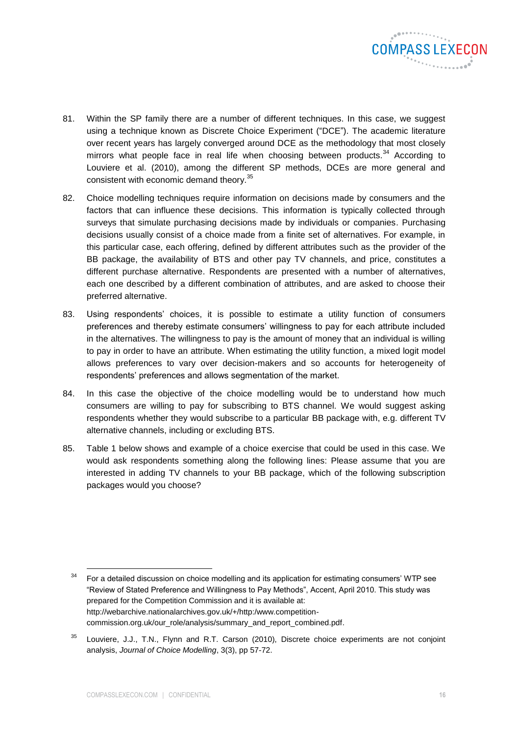81. Within the SP family there are a number of different techniques. In this case, we suggest using a technique known as Discrete Choice Experiment ("DCE"). The academic literature over recent years has largely converged around DCE as the methodology that most closely mirrors what people face in real life when choosing between products.[34] According to Louviere et al. (2010), among the different SP methods, DCEs are more general and consistent with economic demand theory.[35]

82. Choice modelling techniques require information on decisions made by consumers and the factors that can influence these decisions. This information is typically collected through surveys that simulate purchasing decisions made by individuals or companies. Purchasing decisions usually consist of a choice made from a finite set of alternatives. For example, in this particular case, each offering, defined by different attributes such as the provider of the BB package, the availability of BTS and other pay TV channels, and price, constitutes a different purchase alternative. Respondents are presented with a number of alternatives, each one described by a different combination of attributes, and are asked to choose their preferred alternative.

83. Using respondents' choices, it is possible to estimate a utility function of consumers preferences and thereby estimate consumers' willingness to pay for each attribute included in the alternatives. The willingness to pay is the amount of money that an individual is willing to pay in order to have an attribute. When estimating the utility function, a mixed logit model allows preferences to vary over decision-makers and so accounts for heterogeneity of respondents' preferences and allows segmentation of the market.

84. In this case the objective of the choice modelling would be to understand how much consumers are willing to pay for subscribing to BTS channel. We would suggest asking respondents whether they would subscribe to a particular BB package with, e.g. different TV alternative channels, including or excluding BTS.

85. Table 1 below shows and example of a choice exercise that could be used in this case. We would ask respondents something along the following lines: Please assume that you are interested in adding TV channels to your BB package, which of the following subscription packages would you choose?

---

[34] For a detailed discussion on choice modelling and its application for estimating consumers' WTP see "Review of Stated Preference and Willingness to Pay Methods", Accent, April 2010. This study was prepared for the Competition Commission and it is available at: http://webarchive.nationalarchives.gov.uk/+/http:/www.competition-commission.org.uk/our_role/analysis/summary_and_report_combined.pdf.

[35] Louviere, J.J., T.N., Flynn and R.T. Carson (2010), Discrete choice experiments are not conjoint analysis, *Journal of Choice Modelling*, 3(3), pp 57-72.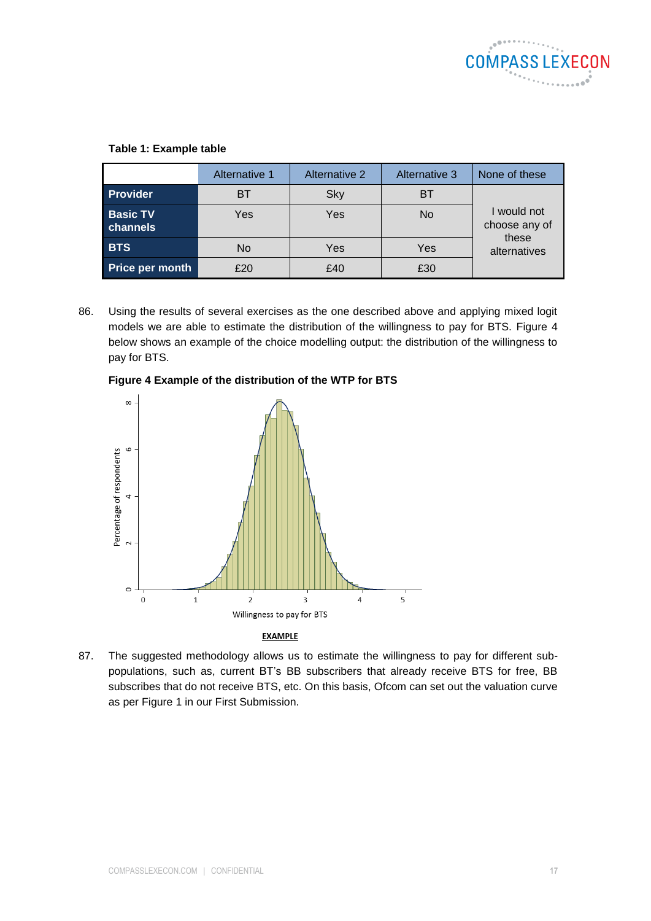**Table 1: Example table**

| | Alternative 1 | Alternative 2 | Alternative 3 | None of these |
|---|---|---|---|---|
| **Provider** | BT | Sky | BT | I would not choose any of these alternatives |
| **Basic TV channels** | Yes | Yes | No | |
| **BTS** | No | Yes | Yes | |
| **Price per month** | £20 | £40 | £30 | |

86. Using the results of several exercises as the one described above and applying mixed logit models we are able to estimate the distribution of the willingness to pay for BTS. Figure 4 below shows an example of the choice modelling output: the distribution of the willingness to pay for BTS.

**Figure 4 Example of the distribution of the WTP for BTS**

Percentage of respondents

0
2
4
6
8

0
1
2
3
4
5

Willingness to pay for BTS

**EXAMPLE**

87. The suggested methodology allows us to estimate the willingness to pay for different sub-populations, such as, current BT's BB subscribers that already receive BTS for free, BB subscribes that do not receive BTS, etc. On this basis, Ofcom can set out the valuation curve as per Figure 1 in our First Submission.